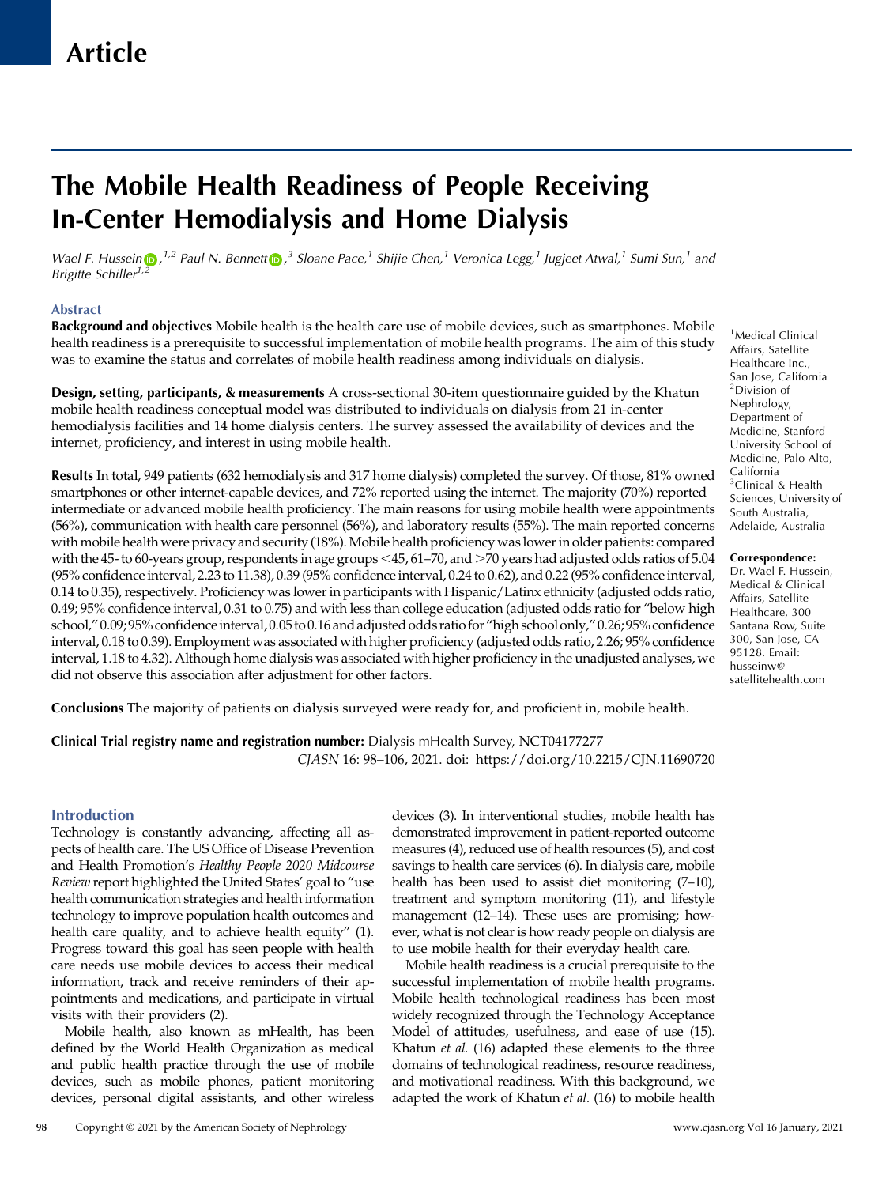Article

# The Mobile Health Readiness of People Receiving In-Center Hemodialysis and Home Dialysis

*Wael F. Hussein,[1,2] Paul N. Bennett,[3] Sloane Pace,[1] Shijie Chen,[1] Veronica Legg,[1] Jugjeet Atwal,[1] Sumi Sun,[1] and Brigitte Schiller[1,2]*

[1]Medical Clinical Affairs, Satellite Healthcare Inc., San Jose, California
[2]Division of Nephrology, Department of Medicine, Stanford University School of Medicine, Palo Alto, California
[3]Clinical & Health Sciences, University of South Australia, Adelaide, Australia

**Correspondence:** Dr. Wael F. Hussein, Medical & Clinical Affairs, Satellite Healthcare, 300 Santana Row, Suite 300, San Jose, CA 95128. Email: husseinw@satellitehealth.com

## Abstract

**Background and objectives** Mobile health is the health care use of mobile devices, such as smartphones. Mobile health readiness is a prerequisite to successful implementation of mobile health programs. The aim of this study was to examine the status and correlates of mobile health readiness among individuals on dialysis.

**Design, setting, participants, & measurements** A cross-sectional 30-item questionnaire guided by the Khatun mobile health readiness conceptual model was distributed to individuals on dialysis from 21 in-center hemodialysis facilities and 14 home dialysis centers. The survey assessed the availability of devices and the internet, proficiency, and interest in using mobile health.

**Results** In total, 949 patients (632 hemodialysis and 317 home dialysis) completed the survey. Of those, 81% owned smartphones or other internet-capable devices, and 72% reported using the internet. The majority (70%) reported intermediate or advanced mobile health proficiency. The main reasons for using mobile health were appointments (56%), communication with health care personnel (56%), and laboratory results (55%). The main reported concerns with mobile health were privacy and security (18%). Mobile health proficiency was lower in older patients: compared with the 45- to 60-years group, respondents in age groups <45, 61–70, and >70 years had adjusted odds ratios of 5.04 (95% confidence interval, 2.23 to 11.38), 0.39 (95% confidence interval, 0.24 to 0.62), and 0.22 (95% confidence interval, 0.14 to 0.35), respectively. Proficiency was lower in participants with Hispanic/Latinx ethnicity (adjusted odds ratio, 0.49; 95% confidence interval, 0.31 to 0.75) and with less than college education (adjusted odds ratio for "below high school," 0.09; 95% confidence interval, 0.05 to 0.16 and adjusted odds ratio for "high school only," 0.26; 95% confidence interval, 0.18 to 0.39). Employment was associated with higher proficiency (adjusted odds ratio, 2.26; 95% confidence interval, 1.18 to 4.32). Although home dialysis was associated with higher proficiency in the unadjusted analyses, we did not observe this association after adjustment for other factors.

**Conclusions** The majority of patients on dialysis surveyed were ready for, and proficient in, mobile health.

**Clinical Trial registry name and registration number:** Dialysis mHealth Survey, NCT04177277

*CJASN* 16: 98–106, 2021. doi: https://doi.org/10.2215/CJN.11690720

## Introduction

Technology is constantly advancing, affecting all aspects of health care. The US Office of Disease Prevention and Health Promotion's *Healthy People 2020 Midcourse Review* report highlighted the United States' goal to "use health communication strategies and health information technology to improve population health outcomes and health care quality, and to achieve health equity" (1). Progress toward this goal has seen people with health care needs use mobile devices to access their medical information, track and receive reminders of their appointments and medications, and participate in virtual visits with their providers (2).

Mobile health, also known as mHealth, has been defined by the World Health Organization as medical and public health practice through the use of mobile devices, such as mobile phones, patient monitoring devices, personal digital assistants, and other wireless devices (3). In interventional studies, mobile health has demonstrated improvement in patient-reported outcome measures (4), reduced use of health resources (5), and cost savings to health care services (6). In dialysis care, mobile health has been used to assist diet monitoring (7–10), treatment and symptom monitoring (11), and lifestyle management (12–14). These uses are promising; however, what is not clear is how ready people on dialysis are to use mobile health for their everyday health care.

Mobile health readiness is a crucial prerequisite to the successful implementation of mobile health programs. Mobile health technological readiness has been most widely recognized through the Technology Acceptance Model of attitudes, usefulness, and ease of use (15). Khatun *et al.* (16) adapted these elements to the three domains of technological readiness, resource readiness, and motivational readiness. With this background, we adapted the work of Khatun *et al.* (16) to mobile health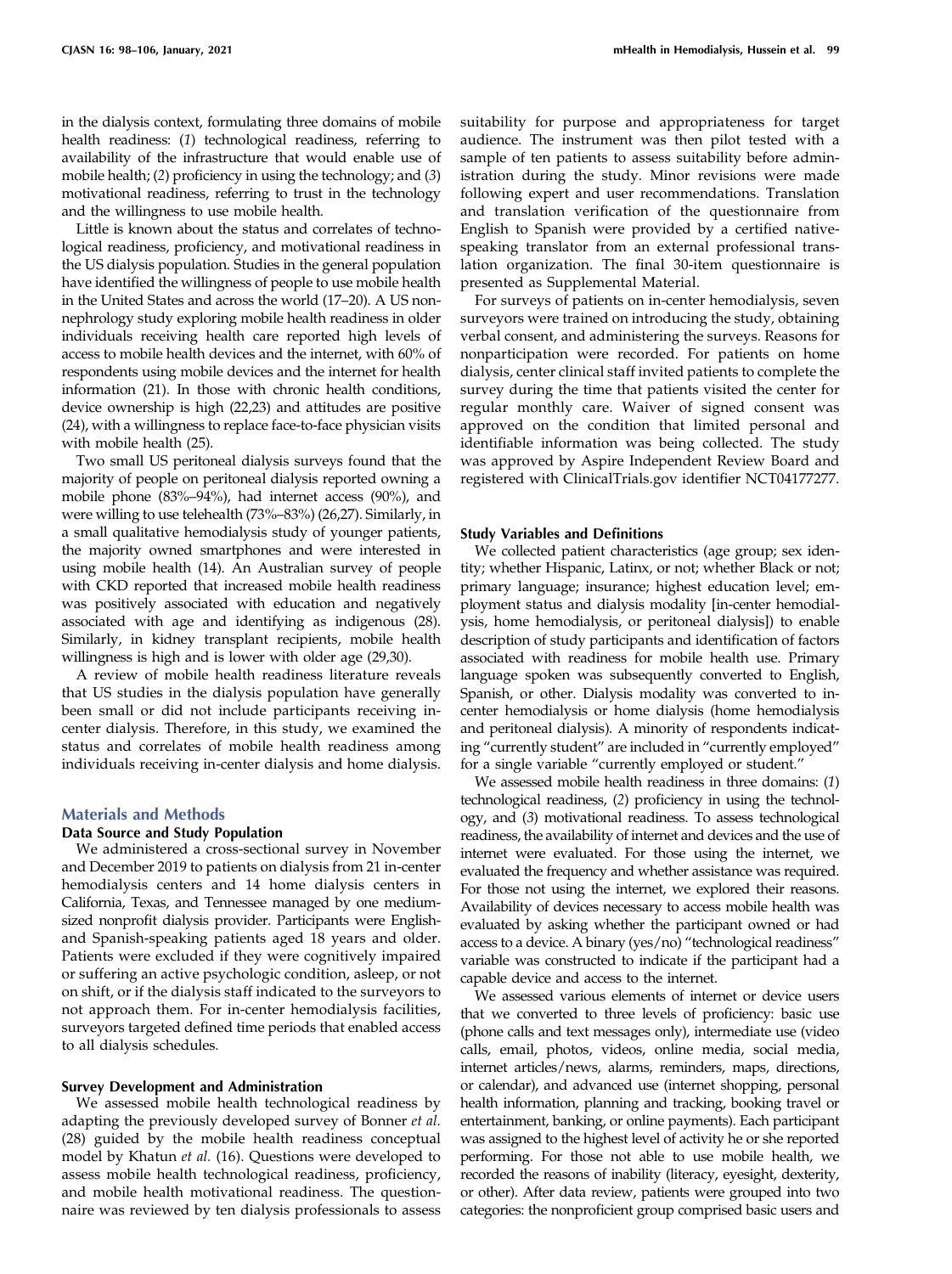in the dialysis context, formulating three domains of mobile health readiness: (*1*) technological readiness, referring to availability of the infrastructure that would enable use of mobile health; (*2*) proficiency in using the technology; and (*3*) motivational readiness, referring to trust in the technology and the willingness to use mobile health.

Little is known about the status and correlates of technological readiness, proficiency, and motivational readiness in the US dialysis population. Studies in the general population have identified the willingness of people to use mobile health in the United States and across the world (17–20). A US non-nephrology study exploring mobile health readiness in older individuals receiving health care reported high levels of access to mobile health devices and the internet, with 60% of respondents using mobile devices and the internet for health information (21). In those with chronic health conditions, device ownership is high (22,23) and attitudes are positive (24), with a willingness to replace face-to-face physician visits with mobile health (25).

Two small US peritoneal dialysis surveys found that the majority of people on peritoneal dialysis reported owning a mobile phone (83%–94%), had internet access (90%), and were willing to use telehealth (73%–83%) (26,27). Similarly, in a small qualitative hemodialysis study of younger patients, the majority owned smartphones and were interested in using mobile health (14). An Australian survey of people with CKD reported that increased mobile health readiness was positively associated with education and negatively associated with age and identifying as indigenous (28). Similarly, in kidney transplant recipients, mobile health willingness is high and is lower with older age (29,30).

A review of mobile health readiness literature reveals that US studies in the dialysis population have generally been small or did not include participants receiving in-center dialysis. Therefore, in this study, we examined the status and correlates of mobile health readiness among individuals receiving in-center dialysis and home dialysis.

## Materials and Methods

### Data Source and Study Population

We administered a cross-sectional survey in November and December 2019 to patients on dialysis from 21 in-center hemodialysis centers and 14 home dialysis centers in California, Texas, and Tennessee managed by one medium-sized nonprofit dialysis provider. Participants were English- and Spanish-speaking patients aged 18 years and older. Patients were excluded if they were cognitively impaired or suffering an active psychologic condition, asleep, or not on shift, or if the dialysis staff indicated to the surveyors to not approach them. For in-center hemodialysis facilities, surveyors targeted defined time periods that enabled access to all dialysis schedules.

### Survey Development and Administration

We assessed mobile health technological readiness by adapting the previously developed survey of Bonner *et al.* (28) guided by the mobile health readiness conceptual model by Khatun *et al.* (16). Questions were developed to assess mobile health technological readiness, proficiency, and mobile health motivational readiness. The questionnaire was reviewed by ten dialysis professionals to assess suitability for purpose and appropriateness for target audience. The instrument was then pilot tested with a sample of ten patients to assess suitability before administration during the study. Minor revisions were made following expert and user recommendations. Translation and translation verification of the questionnaire from English to Spanish were provided by a certified native-speaking translator from an external professional translation organization. The final 30-item questionnaire is presented as Supplemental Material.

For surveys of patients on in-center hemodialysis, seven surveyors were trained on introducing the study, obtaining verbal consent, and administering the surveys. Reasons for nonparticipation were recorded. For patients on home dialysis, center clinical staff invited patients to complete the survey during the time that patients visited the center for regular monthly care. Waiver of signed consent was approved on the condition that limited personal and identifiable information was being collected. The study was approved by Aspire Independent Review Board and registered with ClinicalTrials.gov identifier NCT04177277.

### Study Variables and Definitions

We collected patient characteristics (age group; sex identity; whether Hispanic, Latinx, or not; whether Black or not; primary language; insurance; highest education level; employment status and dialysis modality [in-center hemodialysis, home hemodialysis, or peritoneal dialysis]) to enable description of study participants and identification of factors associated with readiness for mobile health use. Primary language spoken was subsequently converted to English, Spanish, or other. Dialysis modality was converted to in-center hemodialysis or home dialysis (home hemodialysis and peritoneal dialysis). A minority of respondents indicating "currently student" are included in "currently employed" for a single variable "currently employed or student."

We assessed mobile health readiness in three domains: (*1*) technological readiness, (*2*) proficiency in using the technology, and (*3*) motivational readiness. To assess technological readiness, the availability of internet and devices and the use of internet were evaluated. For those using the internet, we evaluated the frequency and whether assistance was required. For those not using the internet, we explored their reasons. Availability of devices necessary to access mobile health was evaluated by asking whether the participant owned or had access to a device. A binary (yes/no) "technological readiness" variable was constructed to indicate if the participant had a capable device and access to the internet.

We assessed various elements of internet or device users that we converted to three levels of proficiency: basic use (phone calls and text messages only), intermediate use (video calls, email, photos, videos, online media, social media, internet articles/news, alarms, reminders, maps, directions, or calendar), and advanced use (internet shopping, personal health information, planning and tracking, booking travel or entertainment, banking, or online payments). Each participant was assigned to the highest level of activity he or she reported performing. For those not able to use mobile health, we recorded the reasons of inability (literacy, eyesight, dexterity, or other). After data review, patients were grouped into two categories: the nonproficient group comprised basic users and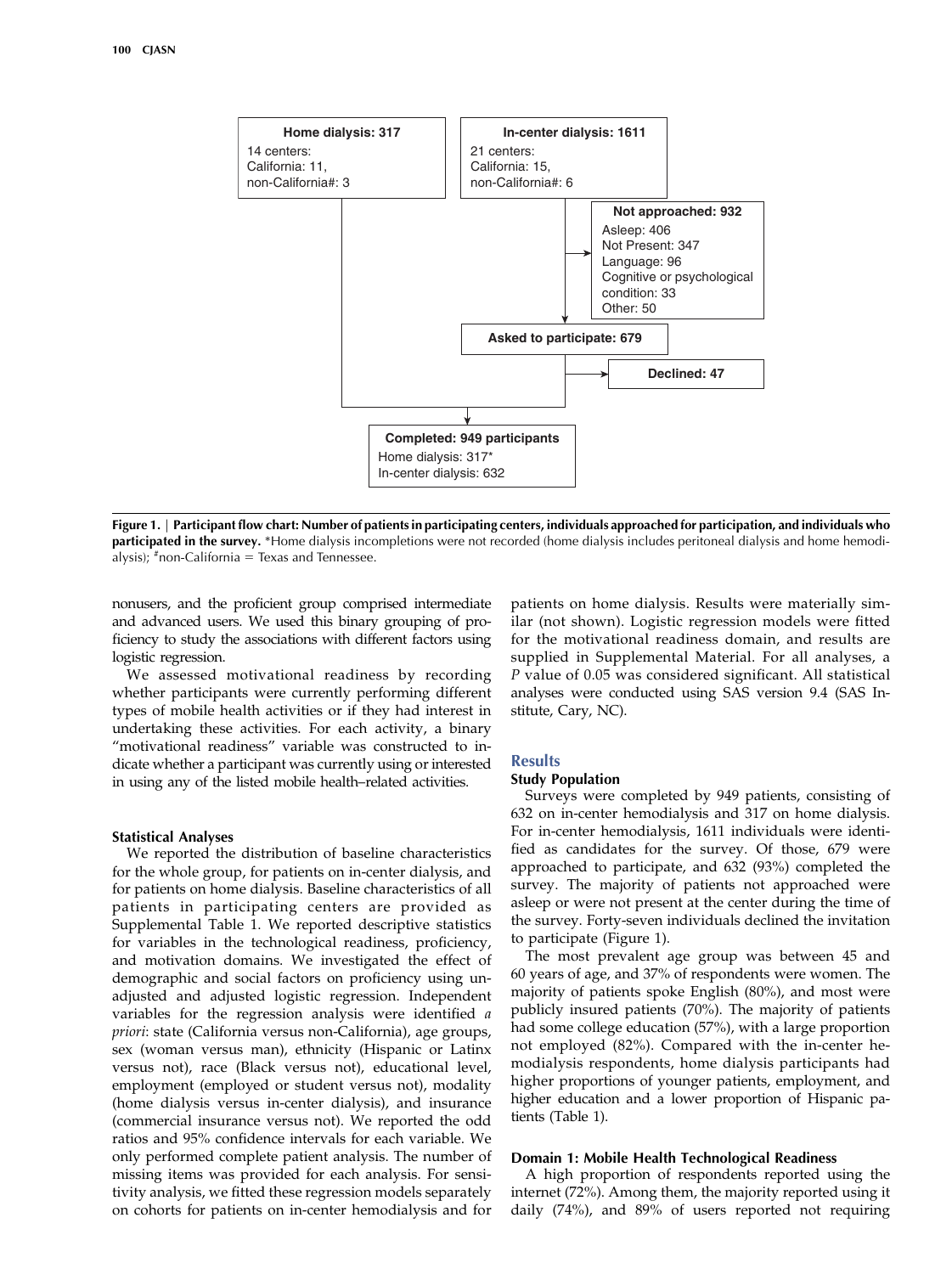Home dialysis: 317
14 centers:
California: 11,
non-California#: 3

In-center dialysis: 1611
21 centers:
California: 15,
non-California#: 6

Not approached: 932
Asleep: 406
Not Present: 347
Language: 96
Cognitive or psychological condition: 33
Other: 50

Asked to participate: 679

Declined: 47

Completed: 949 participants
Home dialysis: 317*
In-center dialysis: 632

**Figure 1. | Participant flow chart: Number of patients in participating centers, individuals approached for participation, and individuals who participated in the survey.** *Home dialysis incompletions were not recorded (home dialysis includes peritoneal dialysis and home hemodialysis); #non-California = Texas and Tennessee.

nonusers, and the proficient group comprised intermediate and advanced users. We used this binary grouping of proficiency to study the associations with different factors using logistic regression.

We assessed motivational readiness by recording whether participants were currently performing different types of mobile health activities or if they had interest in undertaking these activities. For each activity, a binary "motivational readiness" variable was constructed to indicate whether a participant was currently using or interested in using any of the listed mobile health–related activities.

### Statistical Analyses

We reported the distribution of baseline characteristics for the whole group, for patients on in-center dialysis, and for patients on home dialysis. Baseline characteristics of all patients in participating centers are provided as Supplemental Table 1. We reported descriptive statistics for variables in the technological readiness, proficiency, and motivation domains. We investigated the effect of demographic and social factors on proficiency using unadjusted and adjusted logistic regression. Independent variables for the regression analysis were identified *a priori*: state (California versus non-California), age groups, sex (woman versus man), ethnicity (Hispanic or Latinx versus not), race (Black versus not), educational level, employment (employed or student versus not), modality (home dialysis versus in-center dialysis), and insurance (commercial insurance versus not). We reported the odd ratios and 95% confidence intervals for each variable. We only performed complete patient analysis. The number of missing items was provided for each analysis. For sensitivity analysis, we fitted these regression models separately on cohorts for patients on in-center hemodialysis and for patients on home dialysis. Results were materially similar (not shown). Logistic regression models were fitted for the motivational readiness domain, and results are supplied in Supplemental Material. For all analyses, a *P* value of 0.05 was considered significant. All statistical analyses were conducted using SAS version 9.4 (SAS Institute, Cary, NC).

## Results

### Study Population

Surveys were completed by 949 patients, consisting of 632 on in-center hemodialysis and 317 on home dialysis. For in-center hemodialysis, 1611 individuals were identified as candidates for the survey. Of those, 679 were approached to participate, and 632 (93%) completed the survey. The majority of patients not approached were asleep or were not present at the center during the time of the survey. Forty-seven individuals declined the invitation to participate (Figure 1).

The most prevalent age group was between 45 and 60 years of age, and 37% of respondents were women. The majority of patients spoke English (80%), and most were publicly insured patients (70%). The majority of patients had some college education (57%), with a large proportion not employed (82%). Compared with the in-center hemodialysis respondents, home dialysis participants had higher proportions of younger patients, employment, and higher education and a lower proportion of Hispanic patients (Table 1).

### Domain 1: Mobile Health Technological Readiness

A high proportion of respondents reported using the internet (72%). Among them, the majority reported using it daily (74%), and 89% of users reported not requiring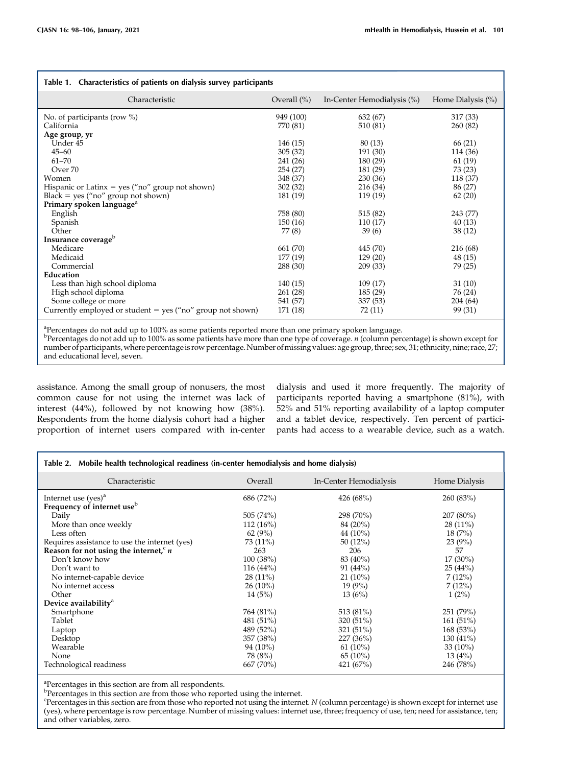**Table 1. Characteristics of patients on dialysis survey participants**

| Characteristic | Overall (%) | In-Center Hemodialysis (%) | Home Dialysis (%) |
|---|---|---|---|
| No. of participants (row %) | 949 (100) | 632 (67) | 317 (33) |
| California | 770 (81) | 510 (81) | 260 (82) |
| **Age group, yr** | | | |
| Under 45 | 146 (15) | 80 (13) | 66 (21) |
| 45–60 | 305 (32) | 191 (30) | 114 (36) |
| 61–70 | 241 (26) | 180 (29) | 61 (19) |
| Over 70 | 254 (27) | 181 (29) | 73 (23) |
| Women | 348 (37) | 230 (36) | 118 (37) |
| Hispanic or Latinx = yes ("no" group not shown) | 302 (32) | 216 (34) | 86 (27) |
| Black = yes ("no" group not shown) | 181 (19) | 119 (19) | 62 (20) |
| **Primary spoken language**[a] | | | |
| English | 758 (80) | 515 (82) | 243 (77) |
| Spanish | 150 (16) | 110 (17) | 40 (13) |
| Other | 77 (8) | 39 (6) | 38 (12) |
| **Insurance coverage**[b] | | | |
| Medicare | 661 (70) | 445 (70) | 216 (68) |
| Medicaid | 177 (19) | 129 (20) | 48 (15) |
| Commercial | 288 (30) | 209 (33) | 79 (25) |
| **Education** | | | |
| Less than high school diploma | 140 (15) | 109 (17) | 31 (10) |
| High school diploma | 261 (28) | 185 (29) | 76 (24) |
| Some college or more | 541 (57) | 337 (53) | 204 (64) |
| Currently employed or student = yes ("no" group not shown) | 171 (18) | 72 (11) | 99 (31) |

[a]Percentages do not add up to 100% as some patients reported more than one primary spoken language.
[b]Percentages do not add up to 100% as some patients have more than one type of coverage. *n* (column percentage) is shown except for number of participants, where percentage is row percentage. Number of missing values: age group, three; sex, 31; ethnicity, nine; race, 27; and educational level, seven.

assistance. Among the small group of nonusers, the most common cause for not using the internet was lack of interest (44%), followed by not knowing how (38%). Respondents from the home dialysis cohort had a higher proportion of internet users compared with in-center dialysis and used it more frequently. The majority of participants reported having a smartphone (81%), with 52% and 51% reporting availability of a laptop computer and a tablet device, respectively. Ten percent of participants had access to a wearable device, such as a watch.

**Table 2. Mobile health technological readiness (in-center hemodialysis and home dialysis)**

| Characteristic | Overall | In-Center Hemodialysis | Home Dialysis |
|---|---|---|---|
| Internet use (yes)[a] | 686 (72%) | 426 (68%) | 260 (83%) |
| **Frequency of internet use**[b] | | | |
| Daily | 505 (74%) | 298 (70%) | 207 (80%) |
| More than once weekly | 112 (16%) | 84 (20%) | 28 (11%) |
| Less often | 62 (9%) | 44 (10%) | 18 (7%) |
| Requires assistance to use the internet (yes) | 73 (11%) | 50 (12%) | 23 (9%) |
| **Reason for not using the internet,**[c] ***n*** | 263 | 206 | 57 |
| Don't know how | 100 (38%) | 83 (40%) | 17 (30%) |
| Don't want to | 116 (44%) | 91 (44%) | 25 (44%) |
| No internet-capable device | 28 (11%) | 21 (10%) | 7 (12%) |
| No internet access | 26 (10%) | 19 (9%) | 7 (12%) |
| Other | 14 (5%) | 13 (6%) | 1 (2%) |
| **Device availability**[a] | | | |
| Smartphone | 764 (81%) | 513 (81%) | 251 (79%) |
| Tablet | 481 (51%) | 320 (51%) | 161 (51%) |
| Laptop | 489 (52%) | 321 (51%) | 168 (53%) |
| Desktop | 357 (38%) | 227 (36%) | 130 (41%) |
| Wearable | 94 (10%) | 61 (10%) | 33 (10%) |
| None | 78 (8%) | 65 (10%) | 13 (4%) |
| Technological readiness | 667 (70%) | 421 (67%) | 246 (78%) |

[a]Percentages in this section are from all respondents.
[b]Percentages in this section are from those who reported using the internet.
[c]Percentages in this section are from those who reported not using the internet. *N* (column percentage) is shown except for internet use (yes), where percentage is row percentage. Number of missing values: internet use, three; frequency of use, ten; need for assistance, ten; and other variables, zero.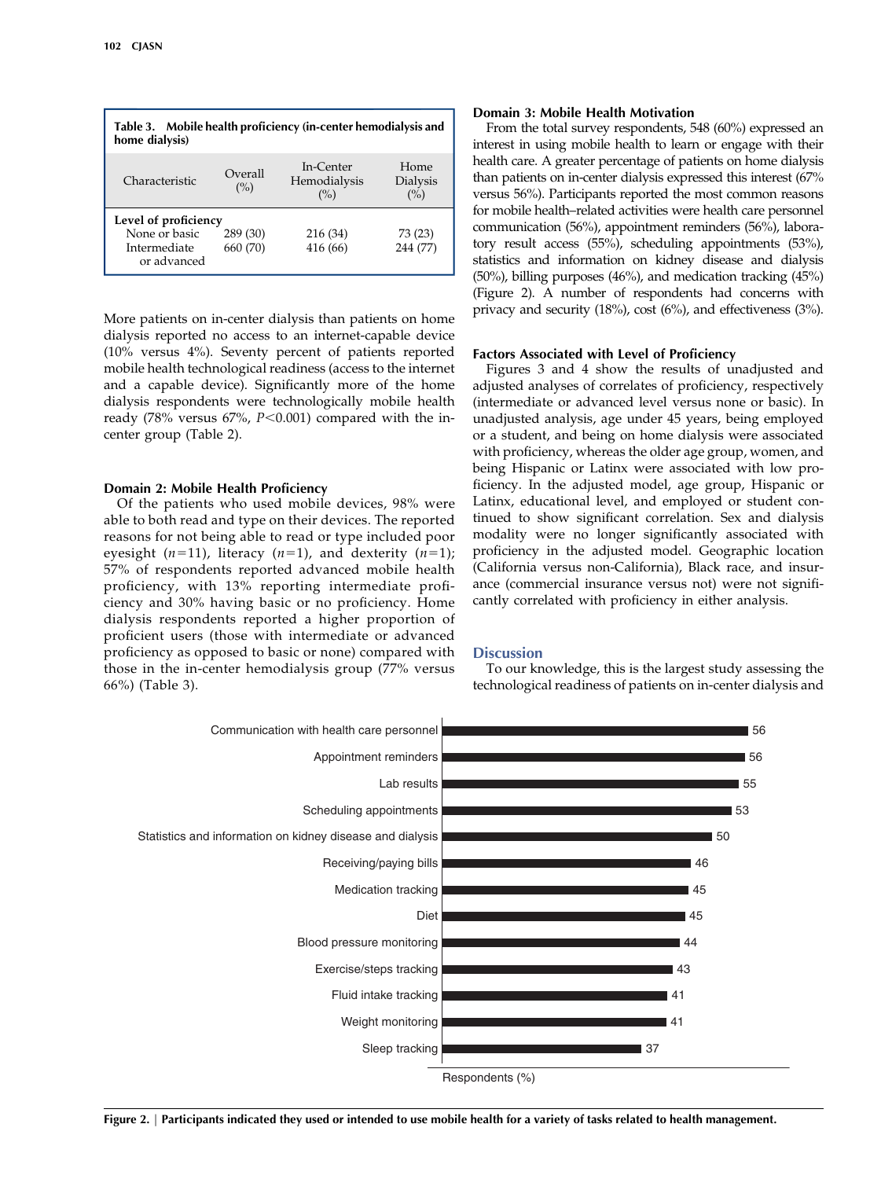**Table 3. Mobile health proficiency (in-center hemodialysis and home dialysis)**

| Characteristic | Overall (%) | In-Center Hemodialysis (%) | Home Dialysis (%) |
|---|---|---|---|
| **Level of proficiency** | | | |
| None or basic | 289 (30) | 216 (34) | 73 (23) |
| Intermediate or advanced | 660 (70) | 416 (66) | 244 (77) |

More patients on in-center dialysis than patients on home dialysis reported no access to an internet-capable device (10% versus 4%). Seventy percent of patients reported mobile health technological readiness (access to the internet and a capable device). Significantly more of the home dialysis respondents were technologically mobile health ready (78% versus 67%, $P<0.001$) compared with the in-center group (Table 2).

### Domain 2: Mobile Health Proficiency

Of the patients who used mobile devices, 98% were able to both read and type on their devices. The reported reasons for not being able to read or type included poor eyesight ($n=11$), literacy ($n=1$), and dexterity ($n=1$); 57% of respondents reported advanced mobile health proficiency, with 13% reporting intermediate proficiency and 30% having basic or no proficiency. Home dialysis respondents reported a higher proportion of proficient users (those with intermediate or advanced proficiency as opposed to basic or none) compared with those in the in-center hemodialysis group (77% versus 66%) (Table 3).

### Domain 3: Mobile Health Motivation

From the total survey respondents, 548 (60%) expressed an interest in using mobile health to learn or engage with their health care. A greater percentage of patients on home dialysis than patients on in-center dialysis expressed this interest (67% versus 56%). Participants reported the most common reasons for mobile health–related activities were health care personnel communication (56%), appointment reminders (56%), laboratory result access (55%), scheduling appointments (53%), statistics and information on kidney disease and dialysis (50%), billing purposes (46%), and medication tracking (45%) (Figure 2). A number of respondents had concerns with privacy and security (18%), cost (6%), and effectiveness (3%).

### Factors Associated with Level of Proficiency

Figures 3 and 4 show the results of unadjusted and adjusted analyses of correlates of proficiency, respectively (intermediate or advanced level versus none or basic). In unadjusted analysis, age under 45 years, being employed or a student, and being on home dialysis were associated with proficiency, whereas the older age group, women, and being Hispanic or Latinx were associated with low proficiency. In the adjusted model, age group, Hispanic or Latinx, educational level, and employed or student continued to show significant correlation. Sex and dialysis modality were no longer significantly associated with proficiency in the adjusted model. Geographic location (California versus non-California), Black race, and insurance (commercial insurance versus not) were not significantly correlated with proficiency in either analysis.

## Discussion

To our knowledge, this is the largest study assessing the technological readiness of patients on in-center dialysis and

| Task | Respondents (%) |
|---|---|
| Communication with health care personnel | 56 |
| Appointment reminders | 56 |
| Lab results | 55 |
| Scheduling appointments | 53 |
| Statistics and information on kidney disease and dialysis | 50 |
| Receiving/paying bills | 46 |
| Medication tracking | 45 |
| Diet | 45 |
| Blood pressure monitoring | 44 |
| Exercise/steps tracking | 43 |
| Fluid intake tracking | 41 |
| Weight monitoring | 41 |
| Sleep tracking | 37 |

**Figure 2. | Participants indicated they used or intended to use mobile health for a variety of tasks related to health management.**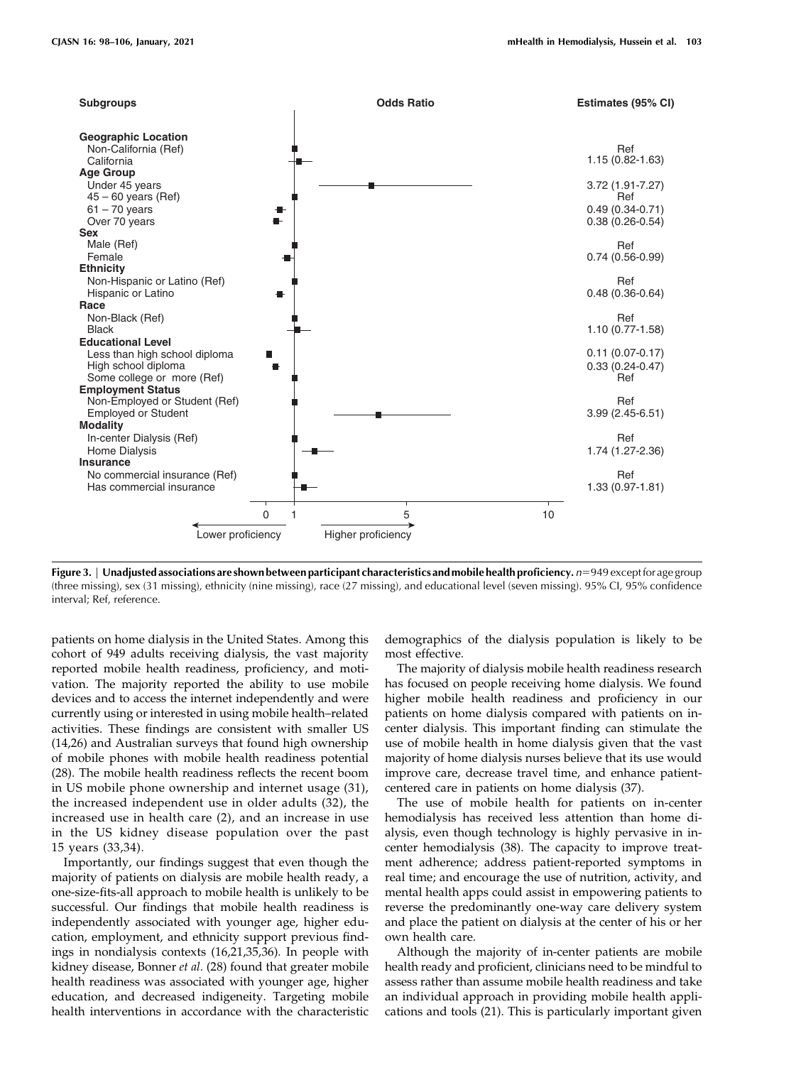| Subgroups | Estimates (95% CI) |
|---|---|
| **Geographic Location** | |
| Non-California (Ref) | Ref |
| California | 1.15 (0.82-1.63) |
| **Age Group** | |
| Under 45 years | 3.72 (1.91-7.27) |
| 45 – 60 years (Ref) | Ref |
| 61 – 70 years | 0.49 (0.34-0.71) |
| Over 70 years | 0.38 (0.26-0.54) |
| **Sex** | |
| Male (Ref) | Ref |
| Female | 0.74 (0.56-0.99) |
| **Ethnicity** | |
| Non-Hispanic or Latino (Ref) | Ref |
| Hispanic or Latino | 0.48 (0.36-0.64) |
| **Race** | |
| Non-Black (Ref) | Ref |
| Black | 1.10 (0.77-1.58) |
| **Educational Level** | |
| Less than high school diploma | 0.11 (0.07-0.17) |
| High school diploma | 0.33 (0.24-0.47) |
| Some college or more (Ref) | Ref |
| **Employment Status** | |
| Non-Employed or Student (Ref) | Ref |
| Employed or Student | 3.99 (2.45-6.51) |
| **Modality** | |
| In-center Dialysis (Ref) | Ref |
| Home Dialysis | 1.74 (1.27-2.36) |
| **Insurance** | |
| No commercial insurance (Ref) | Ref |
| Has commercial insurance | 1.33 (0.97-1.81) |

Odds Ratio (0 – 1 – 5 – 10): ← Lower proficiency | Higher proficiency →

**Figure 3. | Unadjusted associations are shown between participant characteristics and mobile health proficiency.** $n$=949 except for age group (three missing), sex (31 missing), ethnicity (nine missing), race (27 missing), and educational level (seven missing). 95% CI, 95% confidence interval; Ref, reference.

patients on home dialysis in the United States. Among this cohort of 949 adults receiving dialysis, the vast majority reported mobile health readiness, proficiency, and motivation. The majority reported the ability to use mobile devices and to access the internet independently and were currently using or interested in using mobile health–related activities. These findings are consistent with smaller US (14,26) and Australian surveys that found high ownership of mobile phones with mobile health readiness potential (28). The mobile health readiness reflects the recent boom in US mobile phone ownership and internet usage (31), the increased independent use in older adults (32), the increased use in health care (2), and an increase in use in the US kidney disease population over the past 15 years (33,34).

Importantly, our findings suggest that even though the majority of patients on dialysis are mobile health ready, a one-size-fits-all approach to mobile health is unlikely to be successful. Our findings that mobile health readiness is independently associated with younger age, higher education, employment, and ethnicity support previous findings in nondialysis contexts (16,21,35,36). In people with kidney disease, Bonner *et al.* (28) found that greater mobile health readiness was associated with younger age, higher education, and decreased indigeneity. Targeting mobile health interventions in accordance with the characteristic demographics of the dialysis population is likely to be most effective.

The majority of dialysis mobile health readiness research has focused on people receiving home dialysis. We found higher mobile health readiness and proficiency in our patients on home dialysis compared with patients on in-center dialysis. This important finding can stimulate the use of mobile health in home dialysis given that the vast majority of home dialysis nurses believe that its use would improve care, decrease travel time, and enhance patient-centered care in patients on home dialysis (37).

The use of mobile health for patients on in-center hemodialysis has received less attention than home dialysis, even though technology is highly pervasive in in-center hemodialysis (38). The capacity to improve treatment adherence; address patient-reported symptoms in real time; and encourage the use of nutrition, activity, and mental health apps could assist in empowering patients to reverse the predominantly one-way care delivery system and place the patient on dialysis at the center of his or her own health care.

Although the majority of in-center patients are mobile health ready and proficient, clinicians need to be mindful to assess rather than assume mobile health readiness and take an individual approach in providing mobile health applications and tools (21). This is particularly important given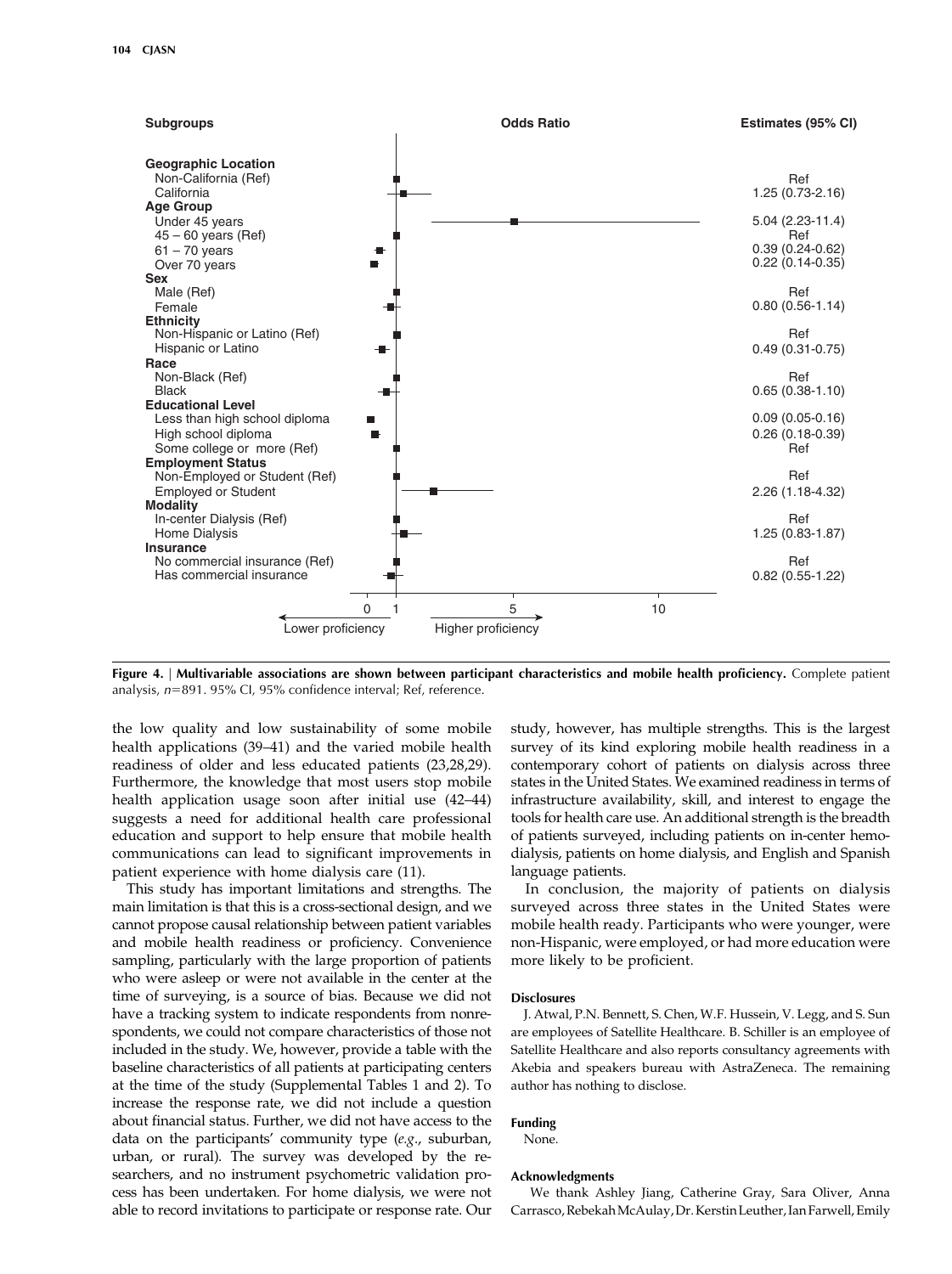| Subgroups | Estimates (95% CI) |
|---|---|
| **Geographic Location** | |
| Non-California (Ref) | Ref |
| California | 1.25 (0.73-2.16) |
| **Age Group** | |
| Under 45 years | 5.04 (2.23-11.4) |
| 45 – 60 years (Ref) | Ref |
| 61 – 70 years | 0.39 (0.24-0.62) |
| Over 70 years | 0.22 (0.14-0.35) |
| **Sex** | |
| Male (Ref) | Ref |
| Female | 0.80 (0.56-1.14) |
| **Ethnicity** | |
| Non-Hispanic or Latino (Ref) | Ref |
| Hispanic or Latino | 0.49 (0.31-0.75) |
| **Race** | |
| Non-Black (Ref) | Ref |
| Black | 0.65 (0.38-1.10) |
| **Educational Level** | |
| Less than high school diploma | 0.09 (0.05-0.16) |
| High school diploma | 0.26 (0.18-0.39) |
| Some college or more (Ref) | Ref |
| **Employment Status** | |
| Non-Employed or Student (Ref) | Ref |
| Employed or Student | 2.26 (1.18-4.32) |
| **Modality** | |
| In-center Dialysis (Ref) | Ref |
| Home Dialysis | 1.25 (0.83-1.87) |
| **Insurance** | |
| No commercial insurance (Ref) | Ref |
| Has commercial insurance | 0.82 (0.55-1.22) |

**Figure 4.** | **Multivariable associations are shown between participant characteristics and mobile health proficiency.** Complete patient analysis, $n$=891. 95% CI, 95% confidence interval; Ref, reference.

the low quality and low sustainability of some mobile health applications (39–41) and the varied mobile health readiness of older and less educated patients (23,28,29). Furthermore, the knowledge that most users stop mobile health application usage soon after initial use (42–44) suggests a need for additional health care professional education and support to help ensure that mobile health communications can lead to significant improvements in patient experience with home dialysis care (11).

This study has important limitations and strengths. The main limitation is that this is a cross-sectional design, and we cannot propose causal relationship between patient variables and mobile health readiness or proficiency. Convenience sampling, particularly with the large proportion of patients who were asleep or were not available in the center at the time of surveying, is a source of bias. Because we did not have a tracking system to indicate respondents from nonrespondents, we could not compare characteristics of those not included in the study. We, however, provide a table with the baseline characteristics of all patients at participating centers at the time of the study (Supplemental Tables 1 and 2). To increase the response rate, we did not include a question about financial status. Further, we did not have access to the data on the participants' community type (*e.g.*, suburban, urban, or rural). The survey was developed by the researchers, and no instrument psychometric validation process has been undertaken. For home dialysis, we were not able to record invitations to participate or response rate. Our study, however, has multiple strengths. This is the largest survey of its kind exploring mobile health readiness in a contemporary cohort of patients on dialysis across three states in the United States. We examined readiness in terms of infrastructure availability, skill, and interest to engage the tools for health care use. An additional strength is the breadth of patients surveyed, including patients on in-center hemodialysis, patients on home dialysis, and English and Spanish language patients.

In conclusion, the majority of patients on dialysis surveyed across three states in the United States were mobile health ready. Participants who were younger, were non-Hispanic, were employed, or had more education were more likely to be proficient.

#### Disclosures

J. Atwal, P.N. Bennett, S. Chen, W.F. Hussein, V. Legg, and S. Sun are employees of Satellite Healthcare. B. Schiller is an employee of Satellite Healthcare and also reports consultancy agreements with Akebia and speakers bureau with AstraZeneca. The remaining author has nothing to disclose.

#### Funding

None.

#### Acknowledgments

We thank Ashley Jiang, Catherine Gray, Sara Oliver, Anna Carrasco, Rebekah McAulay, Dr. Kerstin Leuther, Ian Farwell, Emily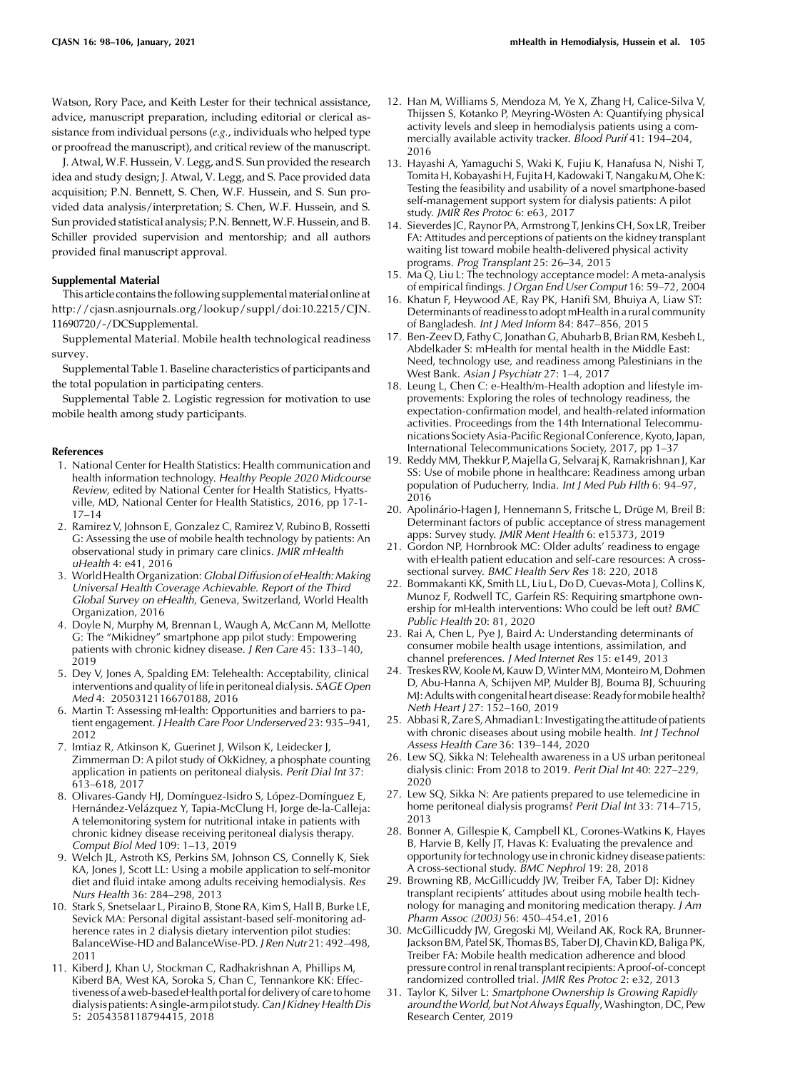Watson, Rory Pace, and Keith Lester for their technical assistance, advice, manuscript preparation, including editorial or clerical assistance from individual persons (*e.g.*, individuals who helped type or proofread the manuscript), and critical review of the manuscript.

J. Atwal, W.F. Hussein, V. Legg, and S. Sun provided the research idea and study design; J. Atwal, V. Legg, and S. Pace provided data acquisition; P.N. Bennett, S. Chen, W.F. Hussein, and S. Sun provided data analysis/interpretation; S. Chen, W.F. Hussein, and S. Sun provided statistical analysis; P.N. Bennett, W.F. Hussein, and B. Schiller provided supervision and mentorship; and all authors provided final manuscript approval.

#### Supplemental Material

This article contains the following supplemental material online at http://cjasn.asnjournals.org/lookup/suppl/doi:10.2215/CJN.11690720/-/DCSupplemental.

Supplemental Material. Mobile health technological readiness survey.

Supplemental Table 1. Baseline characteristics of participants and the total population in participating centers.

Supplemental Table 2. Logistic regression for motivation to use mobile health among study participants.

#### References

1. National Center for Health Statistics: Health communication and health information technology. *Healthy People 2020 Midcourse Review,* edited by National Center for Health Statistics, Hyattsville, MD, National Center for Health Statistics, 2016, pp 17-1-17–14
2. Ramirez V, Johnson E, Gonzalez C, Ramirez V, Rubino B, Rossetti G: Assessing the use of mobile health technology by patients: An observational study in primary care clinics. *JMIR mHealth uHealth* 4: e41, 2016
3. World Health Organization: *Global Diffusion of eHealth: Making Universal Health Coverage Achievable. Report of the Third Global Survey on eHealth*, Geneva, Switzerland, World Health Organization, 2016
4. Doyle N, Murphy M, Brennan L, Waugh A, McCann M, Mellotte G: The "Mikidney" smartphone app pilot study: Empowering patients with chronic kidney disease. *J Ren Care* 45: 133–140, 2019
5. Dey V, Jones A, Spalding EM: Telehealth: Acceptability, clinical interventions and quality of life in peritoneal dialysis. *SAGE Open Med* 4: 2050312116670188, 2016
6. Martin T: Assessing mHealth: Opportunities and barriers to patient engagement. *J Health Care Poor Underserved* 23: 935–941, 2012
7. Imtiaz R, Atkinson K, Guerinet J, Wilson K, Leidecker J, Zimmerman D: A pilot study of OkKidney, a phosphate counting application in patients on peritoneal dialysis. *Perit Dial Int* 37: 613–618, 2017
8. Olivares-Gandy HJ, Domínguez-Isidro S, López-Domínguez E, Hernández-Velázquez Y, Tapia-McClung H, Jorge de-la-Calleja: A telemonitoring system for nutritional intake in patients with chronic kidney disease receiving peritoneal dialysis therapy. *Comput Biol Med* 109: 1–13, 2019
9. Welch JL, Astroth KS, Perkins SM, Johnson CS, Connelly K, Siek KA, Jones J, Scott LL: Using a mobile application to self-monitor diet and fluid intake among adults receiving hemodialysis. *Res Nurs Health* 36: 284–298, 2013
10. Stark S, Snetselaar L, Piraino B, Stone RA, Kim S, Hall B, Burke LE, Sevick MA: Personal digital assistant-based self-monitoring adherence rates in 2 dialysis dietary intervention pilot studies: BalanceWise-HD and BalanceWise-PD. *J Ren Nutr* 21: 492–498, 2011
11. Kiberd J, Khan U, Stockman C, Radhakrishnan A, Phillips M, Kiberd BA, West KA, Soroka S, Chan C, Tennankore KK: Effectiveness of a web-based eHealth portal for delivery of care to home dialysis patients: A single-arm pilot study. *Can J Kidney Health Dis* 5: 2054358118794415, 2018
12. Han M, Williams S, Mendoza M, Ye X, Zhang H, Calice-Silva V, Thijssen S, Kotanko P, Meyring-Wösten A: Quantifying physical activity levels and sleep in hemodialysis patients using a commercially available activity tracker. *Blood Purif* 41: 194–204, 2016
13. Hayashi A, Yamaguchi S, Waki K, Fujiu K, Hanafusa N, Nishi T, Tomita H, Kobayashi H, Fujita H, Kadowaki T, Nangaku M, Ohe K: Testing the feasibility and usability of a novel smartphone-based self-management support system for dialysis patients: A pilot study. *JMIR Res Protoc* 6: e63, 2017
14. Sieverdes JC, Raynor PA, Armstrong T, Jenkins CH, Sox LR, Treiber FA: Attitudes and perceptions of patients on the kidney transplant waiting list toward mobile health-delivered physical activity programs. *Prog Transplant* 25: 26–34, 2015
15. Ma Q, Liu L: The technology acceptance model: A meta-analysis of empirical findings. *J Organ End User Comput* 16: 59–72, 2004
16. Khatun F, Heywood AE, Ray PK, Hanifi SM, Bhuiya A, Liaw ST: Determinants of readiness to adopt mHealth in a rural community of Bangladesh. *Int J Med Inform* 84: 847–856, 2015
17. Ben-Zeev D, Fathy C, Jonathan G, Abuharb B, Brian RM, Kesbeh L, Abdelkader S: mHealth for mental health in the Middle East: Need, technology use, and readiness among Palestinians in the West Bank. *Asian J Psychiatr* 27: 1–4, 2017
18. Leung L, Chen C: e-Health/m-Health adoption and lifestyle improvements: Exploring the roles of technology readiness, the expectation-confirmation model, and health-related information activities. Proceedings from the 14th International Telecommunications Society Asia-Pacific Regional Conference, Kyoto, Japan, International Telecommunications Society, 2017, pp 1–37
19. Reddy MM, Thekkur P, Majella G, Selvaraj K, Ramakrishnan J, Kar SS: Use of mobile phone in healthcare: Readiness among urban population of Puducherry, India. *Int J Med Pub Hlth* 6: 94–97, 2016
20. Apolinário-Hagen J, Hennemann S, Fritsche L, Drüge M, Breil B: Determinant factors of public acceptance of stress management apps: Survey study. *JMIR Ment Health* 6: e15373, 2019
21. Gordon NP, Hornbrook MC: Older adults' readiness to engage with eHealth patient education and self-care resources: A cross-sectional survey. *BMC Health Serv Res* 18: 220, 2018
22. Bommakanti KK, Smith LL, Liu L, Do D, Cuevas-Mota J, Collins K, Munoz F, Rodwell TC, Garfein RS: Requiring smartphone ownership for mHealth interventions: Who could be left out? *BMC Public Health* 20: 81, 2020
23. Rai A, Chen L, Pye J, Baird A: Understanding determinants of consumer mobile health usage intentions, assimilation, and channel preferences. *J Med Internet Res* 15: e149, 2013
24. Treskes RW, Koole M, Kauw D, Winter MM, Monteiro M, Dohmen D, Abu-Hanna A, Schijven MP, Mulder BJ, Bouma BJ, Schuuring MJ: Adults with congenital heart disease: Ready for mobile health? *Neth Heart J* 27: 152–160, 2019
25. Abbasi R, Zare S, Ahmadian L: Investigating the attitude of patients with chronic diseases about using mobile health. *Int J Technol Assess Health Care* 36: 139–144, 2020
26. Lew SQ, Sikka N: Telehealth awareness in a US urban peritoneal dialysis clinic: From 2018 to 2019. *Perit Dial Int* 40: 227–229, 2020
27. Lew SQ, Sikka N: Are patients prepared to use telemedicine in home peritoneal dialysis programs? *Perit Dial Int* 33: 714–715, 2013
28. Bonner A, Gillespie K, Campbell KL, Corones-Watkins K, Hayes B, Harvie B, Kelly JT, Havas K: Evaluating the prevalence and opportunity for technology use in chronic kidney disease patients: A cross-sectional study. *BMC Nephrol* 19: 28, 2018
29. Browning RB, McGillicuddy JW, Treiber FA, Taber DJ: Kidney transplant recipients' attitudes about using mobile health technology for managing and monitoring medication therapy. *J Am Pharm Assoc (2003)* 56: 450–454.e1, 2016
30. McGillicuddy JW, Gregoski MJ, Weiland AK, Rock RA, Brunner-Jackson BM, Patel SK, Thomas BS, Taber DJ, Chavin KD, Baliga PK, Treiber FA: Mobile health medication adherence and blood pressure control in renal transplant recipients: A proof-of-concept randomized controlled trial. *JMIR Res Protoc* 2: e32, 2013
31. Taylor K, Silver L: *Smartphone Ownership Is Growing Rapidly around the World, but Not Always Equally*, Washington, DC, Pew Research Center, 2019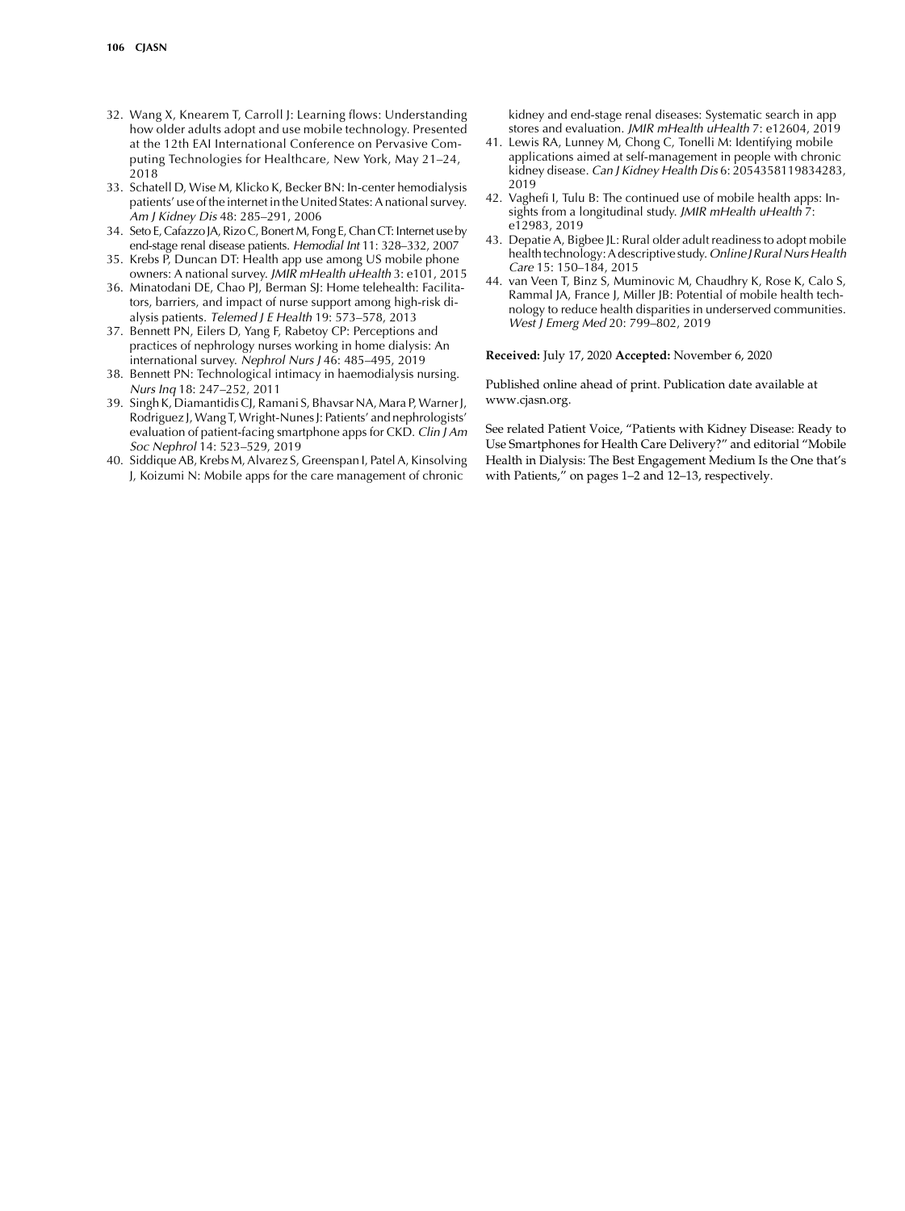32. Wang X, Knearem T, Carroll J: Learning flows: Understanding how older adults adopt and use mobile technology. Presented at the 12th EAI International Conference on Pervasive Computing Technologies for Healthcare, New York, May 21–24, 2018
33. Schatell D, Wise M, Klicko K, Becker BN: In-center hemodialysis patients' use of the internet in the United States: A national survey. *Am J Kidney Dis* 48: 285–291, 2006
34. Seto E, Cafazzo JA, Rizo C, Bonert M, Fong E, Chan CT: Internet use by end-stage renal disease patients. *Hemodial Int* 11: 328–332, 2007
35. Krebs P, Duncan DT: Health app use among US mobile phone owners: A national survey. *JMIR mHealth uHealth* 3: e101, 2015
36. Minatodani DE, Chao PJ, Berman SJ: Home telehealth: Facilitators, barriers, and impact of nurse support among high-risk dialysis patients. *Telemed J E Health* 19: 573–578, 2013
37. Bennett PN, Eilers D, Yang F, Rabetoy CP: Perceptions and practices of nephrology nurses working in home dialysis: An international survey. *Nephrol Nurs J* 46: 485–495, 2019
38. Bennett PN: Technological intimacy in haemodialysis nursing. *Nurs Inq* 18: 247–252, 2011
39. Singh K, Diamantidis CJ, Ramani S, Bhavsar NA, Mara P, Warner J, Rodriguez J, Wang T, Wright-Nunes J: Patients' and nephrologists' evaluation of patient-facing smartphone apps for CKD. *Clin J Am Soc Nephrol* 14: 523–529, 2019
40. Siddique AB, Krebs M, Alvarez S, Greenspan I, Patel A, Kinsolving J, Koizumi N: Mobile apps for the care management of chronic kidney and end-stage renal diseases: Systematic search in app stores and evaluation. *JMIR mHealth uHealth* 7: e12604, 2019
41. Lewis RA, Lunney M, Chong C, Tonelli M: Identifying mobile applications aimed at self-management in people with chronic kidney disease. *Can J Kidney Health Dis* 6: 2054358119834283, 2019
42. Vaghefi I, Tulu B: The continued use of mobile health apps: Insights from a longitudinal study. *JMIR mHealth uHealth* 7: e12983, 2019
43. Depatie A, Bigbee JL: Rural older adult readiness to adopt mobile health technology: A descriptive study. *Online J Rural Nurs Health Care* 15: 150–184, 2015
44. van Veen T, Binz S, Muminovic M, Chaudhry K, Rose K, Calo S, Rammal JA, France J, Miller JB: Potential of mobile health technology to reduce health disparities in underserved communities. *West J Emerg Med* 20: 799–802, 2019

**Received:** July 17, 2020 **Accepted:** November 6, 2020

Published online ahead of print. Publication date available at www.cjasn.org.

See related Patient Voice, "Patients with Kidney Disease: Ready to Use Smartphones for Health Care Delivery?" and editorial "Mobile Health in Dialysis: The Best Engagement Medium Is the One that's with Patients," on pages 1–2 and 12–13, respectively.